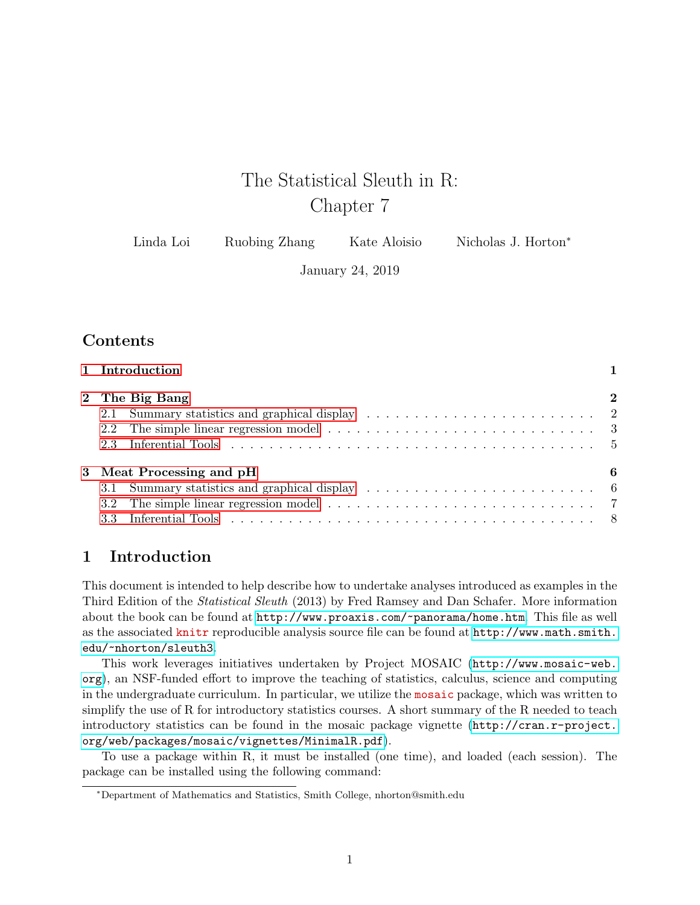# The Statistical Sleuth in R: Chapter 7

Linda Loi  Ruobing Zhang  Kate Aloisio  Nicholas J. Horton*

January 24, 2019

## Contents

1 Introduction ..... 1

2 The Big Bang ..... 2
  2.1 Summary statistics and graphical display ..... 2
  2.2 The simple linear regression model ..... 3
  2.3 Inferential Tools ..... 5

3 Meat Processing and pH ..... 6
  3.1 Summary statistics and graphical display ..... 6
  3.2 The simple linear regression model ..... 7
  3.3 Inferential Tools ..... 8

## 1 Introduction

This document is intended to help describe how to undertake analyses introduced as examples in the Third Edition of the *Statistical Sleuth* (2013) by Fred Ramsey and Dan Schafer. More information about the book can be found at http://www.proaxis.com/~panorama/home.htm. This file as well as the associated knitr reproducible analysis source file can be found at http://www.math.smith.edu/~nhorton/sleuth3.

This work leverages initiatives undertaken by Project MOSAIC (http://www.mosaic-web.org), an NSF-funded effort to improve the teaching of statistics, calculus, science and computing in the undergraduate curriculum. In particular, we utilize the mosaic package, which was written to simplify the use of R for introductory statistics courses. A short summary of the R needed to teach introductory statistics can be found in the mosaic package vignette (http://cran.r-project.org/web/packages/mosaic/vignettes/MinimalR.pdf).

To use a package within R, it must be installed (one time), and loaded (each session). The package can be installed using the following command:

*Department of Mathematics and Statistics, Smith College, nhorton@smith.edu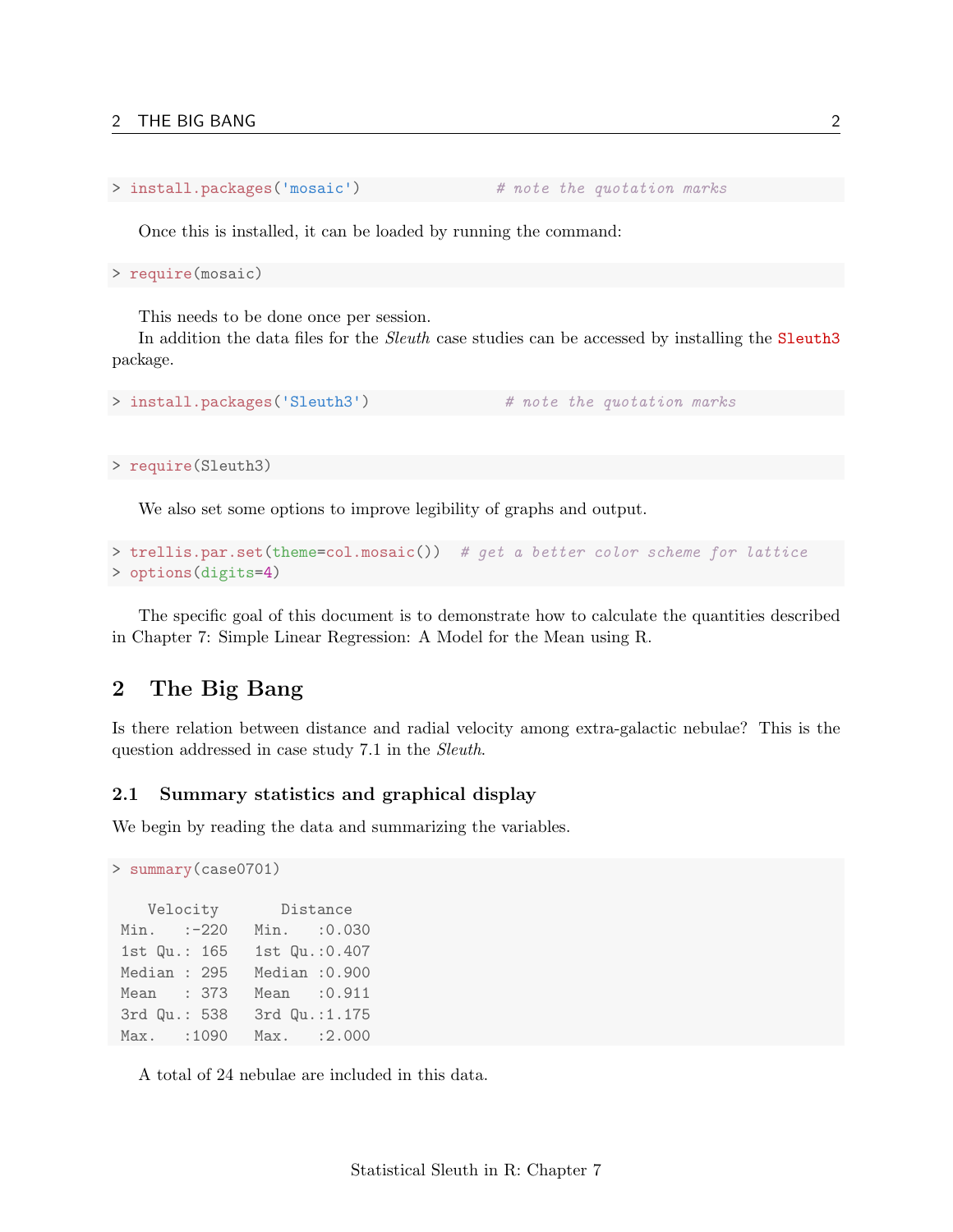```
> install.packages('mosaic')              # note the quotation marks
```

Once this is installed, it can be loaded by running the command:

```
> require(mosaic)
```

This needs to be done once per session.

In addition the data files for the *Sleuth* case studies can be accessed by installing the Sleuth3 package.

```
> install.packages('Sleuth3')              # note the quotation marks
```

```
> require(Sleuth3)
```

We also set some options to improve legibility of graphs and output.

```
> trellis.par.set(theme=col.mosaic())  # get a better color scheme for lattice
> options(digits=4)
```

The specific goal of this document is to demonstrate how to calculate the quantities described in Chapter 7: Simple Linear Regression: A Model for the Mean using R.

## 2 The Big Bang

Is there relation between distance and radial velocity among extra-galactic nebulae? This is the question addressed in case study 7.1 in the *Sleuth*.

### 2.1 Summary statistics and graphical display

We begin by reading the data and summarizing the variables.

```
> summary(case0701)

    Velocity       Distance    
 Min.   :-220   Min.   :0.030  
 1st Qu.: 165   1st Qu.:0.407  
 Median : 295   Median :0.900  
 Mean   : 373   Mean   :0.911  
 3rd Qu.: 538   3rd Qu.:1.175  
 Max.   :1090   Max.   :2.000  
```

A total of 24 nebulae are included in this data.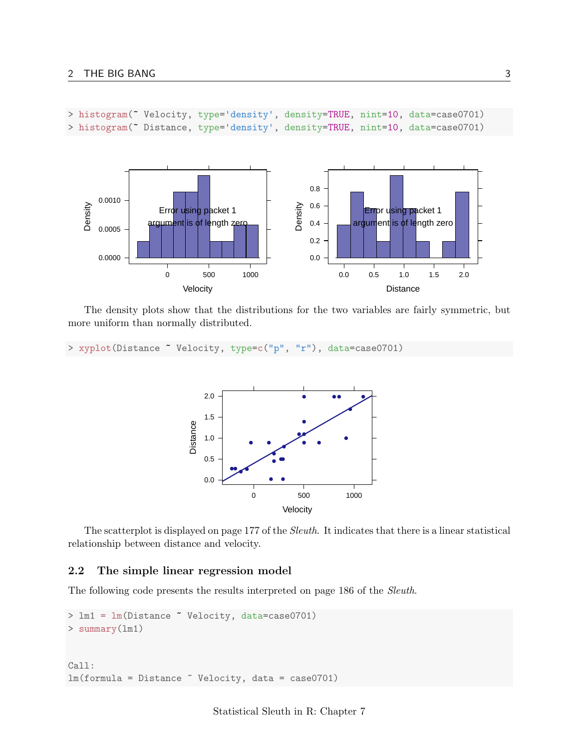```
> histogram(~ Velocity, type='density', density=TRUE, nint=10, data=case0701)
> histogram(~ Distance, type='density', density=TRUE, nint=10, data=case0701)
```

The density plots show that the distributions for the two variables are fairly symmetric, but more uniform than normally distributed.

```
> xyplot(Distance ~ Velocity, type=c("p", "r"), data=case0701)
```

The scatterplot is displayed on page 177 of the *Sleuth*. It indicates that there is a linear statistical relationship between distance and velocity.

### 2.2 The simple linear regression model

The following code presents the results interpreted on page 186 of the *Sleuth*.

```
> lm1 = lm(Distance ~ Velocity, data=case0701)
> summary(lm1)


Call:
lm(formula = Distance ~ Velocity, data = case0701)
```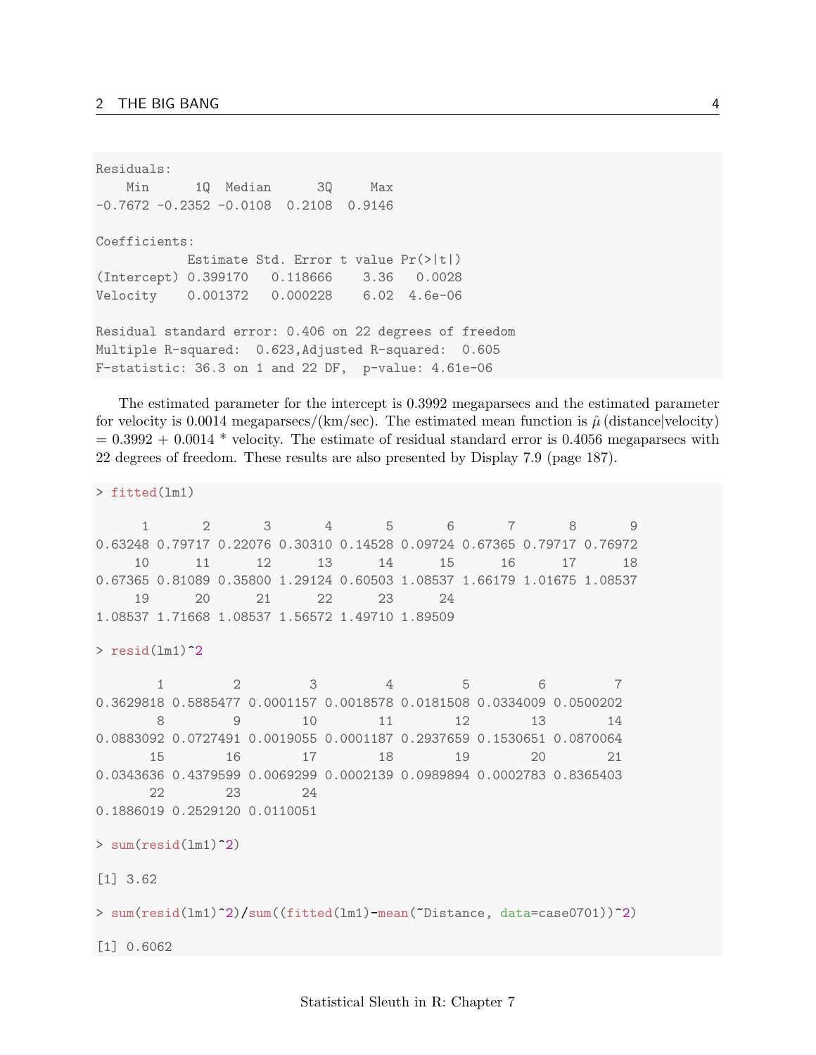```
Residuals:
    Min      1Q  Median      3Q     Max 
-0.7672 -0.2352 -0.0108  0.2108  0.9146 

Coefficients:
            Estimate Std. Error t value Pr(>|t|)
(Intercept) 0.399170   0.118666    3.36   0.0028
Velocity    0.001372   0.000228    6.02  4.6e-06

Residual standard error: 0.406 on 22 degrees of freedom
Multiple R-squared:  0.623,Adjusted R-squared:  0.605 
F-statistic: 36.3 on 1 and 22 DF,  p-value: 4.61e-06
```

The estimated parameter for the intercept is 0.3992 megaparsecs and the estimated parameter for velocity is 0.0014 megaparsecs/(km/sec). The estimated mean function is $\hat{\mu}$ (distance|velocity) = 0.3992 + 0.0014 * velocity. The estimate of residual standard error is 0.4056 megaparsecs with 22 degrees of freedom. These results are also presented by Display 7.9 (page 187).

```
> fitted(lm1)

      1       2       3       4       5       6       7       8       9 
0.63248 0.79717 0.22076 0.30310 0.14528 0.09724 0.67365 0.79717 0.76972 
     10      11      12      13      14      15      16      17      18 
0.67365 0.81089 0.35800 1.29124 0.60503 1.08537 1.66179 1.01675 1.08537 
     19      20      21      22      23      24 
1.08537 1.71668 1.08537 1.56572 1.49710 1.89509 

> resid(lm1)^2

        1         2         3         4         5         6         7 
0.3629818 0.5885477 0.0001157 0.0018578 0.0181508 0.0334009 0.0500202 
        8         9        10        11        12        13        14 
0.0883092 0.0727491 0.0019055 0.0001187 0.2937659 0.1530651 0.0870064 
       15        16        17        18        19        20        21 
0.0343636 0.4379599 0.0069299 0.0002139 0.0989894 0.0002783 0.8365403 
       22        23        24 
0.1886019 0.2529120 0.0110051 

> sum(resid(lm1)^2)

[1] 3.62

> sum(resid(lm1)^2)/sum((fitted(lm1)-mean(~Distance, data=case0701))^2)

[1] 0.6062
```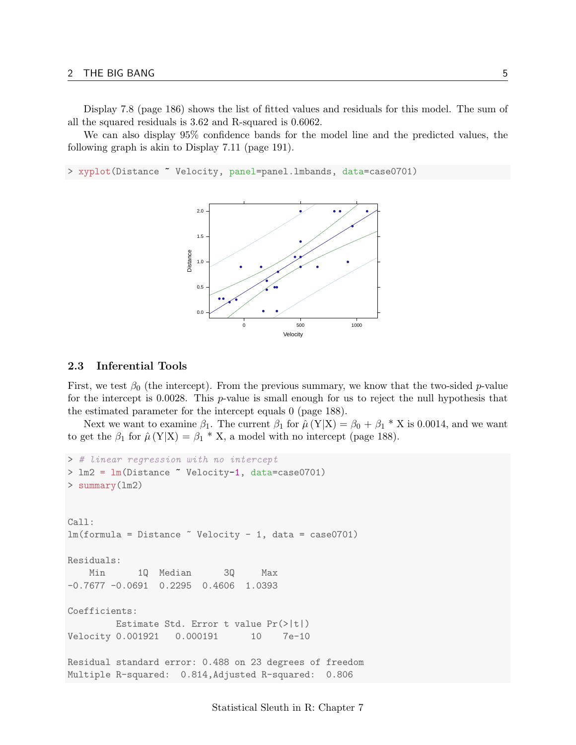Display 7.8 (page 186) shows the list of fitted values and residuals for this model. The sum of all the squared residuals is 3.62 and R-squared is 0.6062.

We can also display 95% confidence bands for the model line and the predicted values, the following graph is akin to Display 7.11 (page 191).

```
> xyplot(Distance ~ Velocity, panel=panel.lmbands, data=case0701)
```

### 2.3 Inferential Tools

First, we test $\beta_0$ (the intercept). From the previous summary, we know that the two-sided $p$-value for the intercept is 0.0028. This $p$-value is small enough for us to reject the null hypothesis that the estimated parameter for the intercept equals 0 (page 188).

Next we want to examine $\beta_1$. The current $\beta_1$ for $\hat{\mu}(\mathrm{Y}|\mathrm{X}) = \beta_0 + \beta_1 * \mathrm{X}$ is 0.0014, and we want to get the $\beta_1$ for $\hat{\mu}(\mathrm{Y}|\mathrm{X}) = \beta_1 * \mathrm{X}$, a model with no intercept (page 188).

```
> # linear regression with no intercept
> lm2 = lm(Distance ~ Velocity-1, data=case0701)
> summary(lm2)


Call:
lm(formula = Distance ~ Velocity - 1, data = case0701)

Residuals:
    Min      1Q  Median      3Q     Max 
-0.7677 -0.0691  0.2295  0.4606  1.0393 

Coefficients:
         Estimate Std. Error t value Pr(>|t|)
Velocity 0.001921   0.000191      10    7e-10

Residual standard error: 0.488 on 23 degrees of freedom
Multiple R-squared:  0.814,Adjusted R-squared:  0.806
```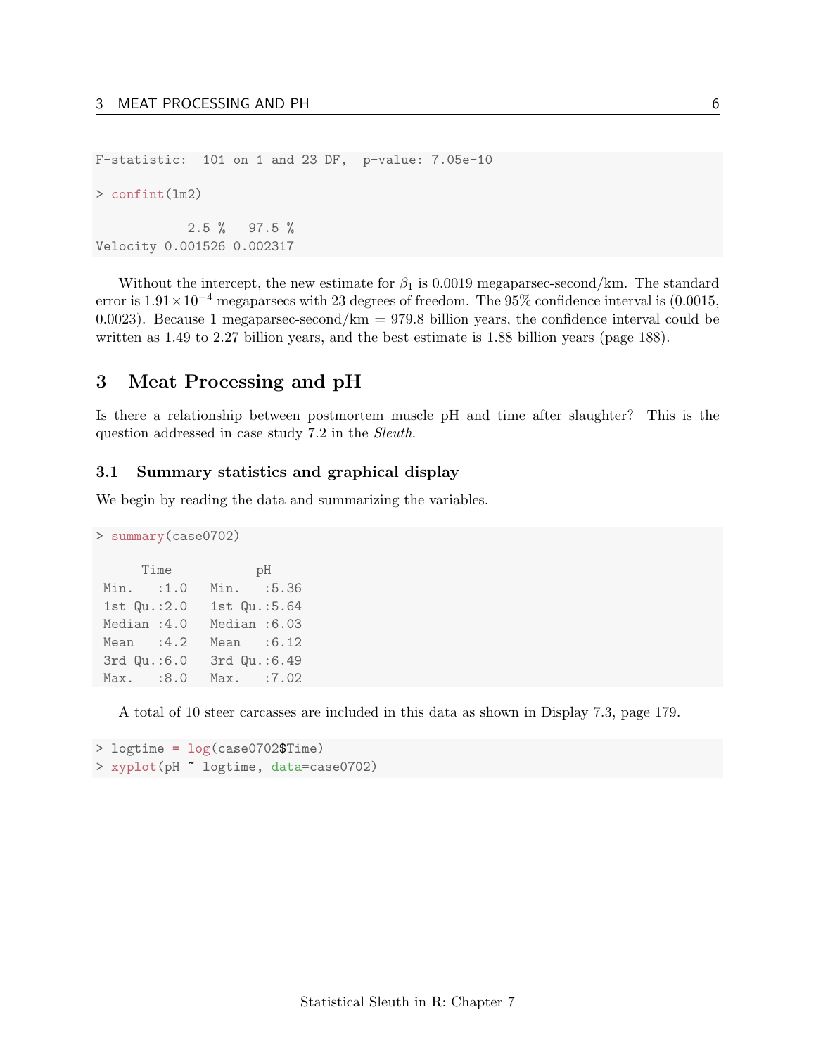```
F-statistic:  101 on 1 and 23 DF,  p-value: 7.05e-10

> confint(lm2)

            2.5 %   97.5 %
Velocity 0.001526 0.002317
```

Without the intercept, the new estimate for $\beta_1$ is 0.0019 megaparsec-second/km. The standard error is $1.91 \times 10^{-4}$ megaparsecs with 23 degrees of freedom. The 95% confidence interval is (0.0015, 0.0023). Because 1 megaparsec-second/km = 979.8 billion years, the confidence interval could be written as 1.49 to 2.27 billion years, and the best estimate is 1.88 billion years (page 188).

# 3 Meat Processing and pH

Is there a relationship between postmortem muscle pH and time after slaughter? This is the question addressed in case study 7.2 in the *Sleuth*.

## 3.1 Summary statistics and graphical display

We begin by reading the data and summarizing the variables.

```
> summary(case0702)

      Time           pH       
 Min.   :1.0   Min.   :5.36  
 1st Qu.:2.0   1st Qu.:5.64  
 Median :4.0   Median :6.03  
 Mean   :4.2   Mean   :6.12  
 3rd Qu.:6.0   3rd Qu.:6.49  
 Max.   :8.0   Max.   :7.02  
```

A total of 10 steer carcasses are included in this data as shown in Display 7.3, page 179.

```
> logtime = log(case0702$Time)
> xyplot(pH ~ logtime, data=case0702)
```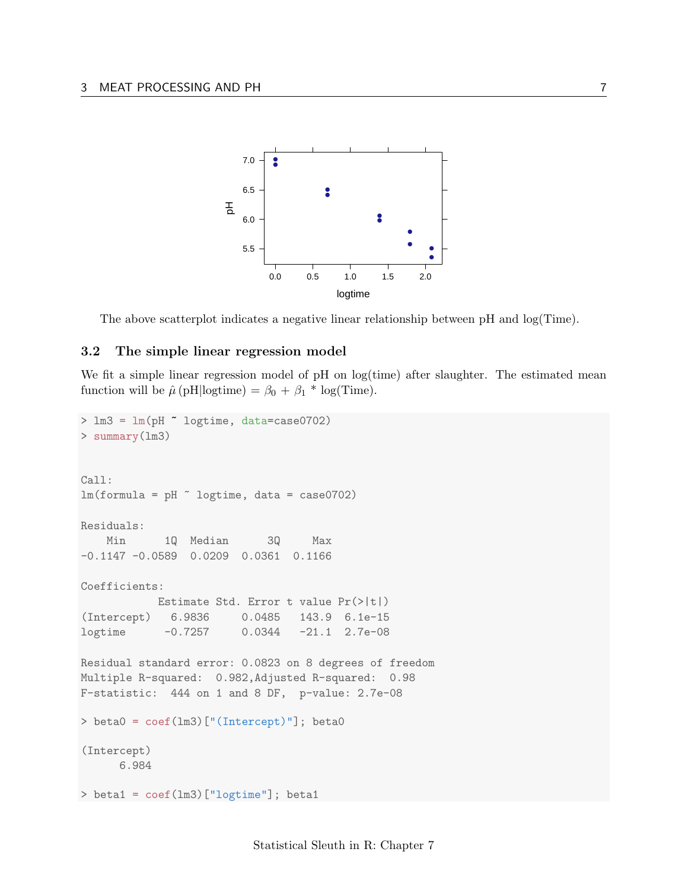The above scatterplot indicates a negative linear relationship between pH and log(Time).

### 3.2 The simple linear regression model

We fit a simple linear regression model of pH on log(time) after slaughter. The estimated mean function will be $\hat{\mu}\,(\text{pH}|\text{logtime}) = \beta_0 + \beta_1 * \log(\text{Time})$.

```
> lm3 = lm(pH ~ logtime, data=case0702)
> summary(lm3)


Call:
lm(formula = pH ~ logtime, data = case0702)

Residuals:
    Min      1Q  Median      3Q     Max 
-0.1147 -0.0589  0.0209  0.0361  0.1166 

Coefficients:
            Estimate Std. Error t value Pr(>|t|)
(Intercept)   6.9836     0.0485   143.9  6.1e-15
logtime      -0.7257     0.0344   -21.1  2.7e-08

Residual standard error: 0.0823 on 8 degrees of freedom
Multiple R-squared:  0.982,Adjusted R-squared:  0.98 
F-statistic:  444 on 1 and 8 DF,  p-value: 2.7e-08

> beta0 = coef(lm3)["(Intercept)"]; beta0

(Intercept) 
      6.984 

> beta1 = coef(lm3)["logtime"]; beta1
```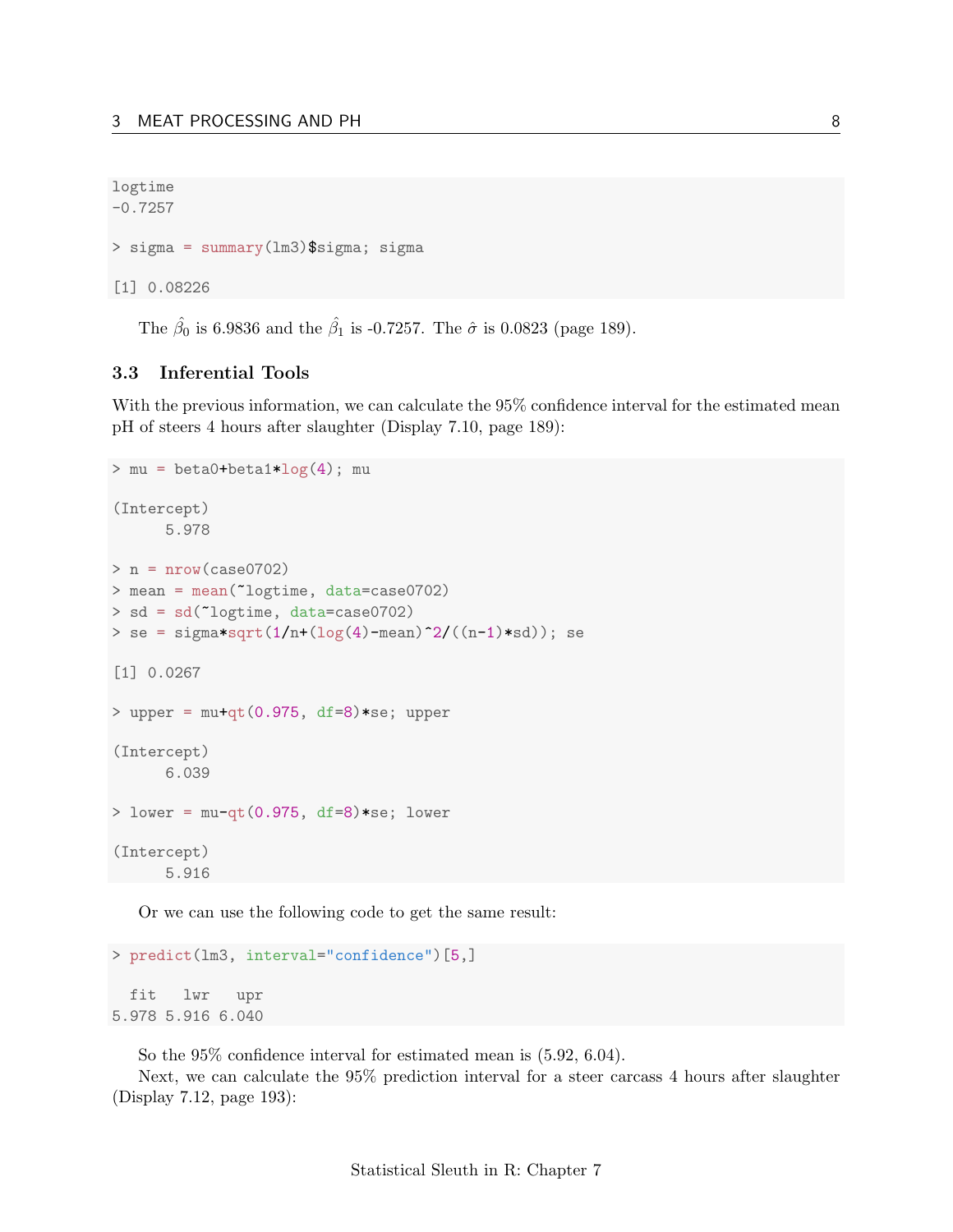```
logtime
-0.7257

> sigma = summary(lm3)$sigma; sigma

[1] 0.08226
```

The $\hat{\beta}_0$ is 6.9836 and the $\hat{\beta}_1$ is -0.7257. The $\hat{\sigma}$ is 0.0823 (page 189).

### 3.3 Inferential Tools

With the previous information, we can calculate the 95% confidence interval for the estimated mean pH of steers 4 hours after slaughter (Display 7.10, page 189):

```
> mu = beta0+beta1*log(4); mu

(Intercept)
      5.978

> n = nrow(case0702)
> mean = mean(~logtime, data=case0702)
> sd = sd(~logtime, data=case0702)
> se = sigma*sqrt(1/n+(log(4)-mean)^2/((n-1)*sd)); se

[1] 0.0267

> upper = mu+qt(0.975, df=8)*se; upper

(Intercept)
      6.039

> lower = mu-qt(0.975, df=8)*se; lower

(Intercept)
      5.916
```

Or we can use the following code to get the same result:

```
> predict(lm3, interval="confidence")[5,]

  fit   lwr   upr
5.978 5.916 6.040
```

So the 95% confidence interval for estimated mean is (5.92, 6.04).

Next, we can calculate the 95% prediction interval for a steer carcass 4 hours after slaughter (Display 7.12, page 193):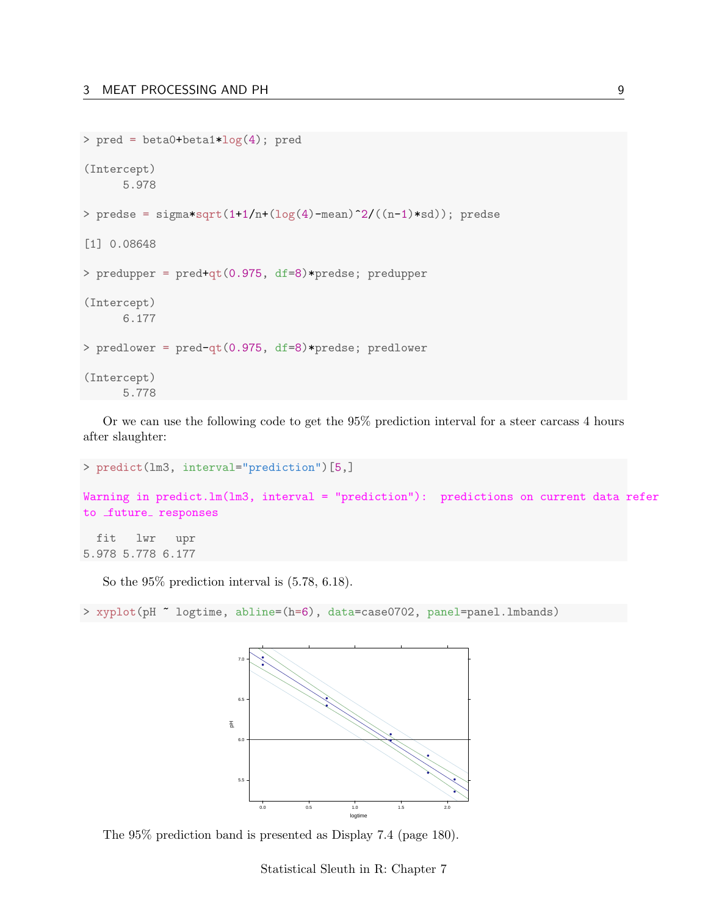```
> pred = beta0+beta1*log(4); pred

(Intercept)
      5.978

> predse = sigma*sqrt(1+1/n+(log(4)-mean)^2/((n-1)*sd)); predse

[1] 0.08648

> predupper = pred+qt(0.975, df=8)*predse; predupper

(Intercept)
      6.177

> predlower = pred-qt(0.975, df=8)*predse; predlower

(Intercept)
      5.778
```

Or we can use the following code to get the 95% prediction interval for a steer carcass 4 hours after slaughter:

```
> predict(lm3, interval="prediction")[5,]

Warning in predict.lm(lm3, interval = "prediction"):  predictions on current data refer
to _future_ responses

  fit   lwr   upr
5.978 5.778 6.177
```

So the 95% prediction interval is (5.78, 6.18).

```
> xyplot(pH ~ logtime, abline=(h=6), data=case0702, panel=panel.lmbands)
```

7.0
6.5
6.0
5.5
pH
0.0
0.5
1.0
1.5
2.0
logtime

The 95% prediction band is presented as Display 7.4 (page 180).